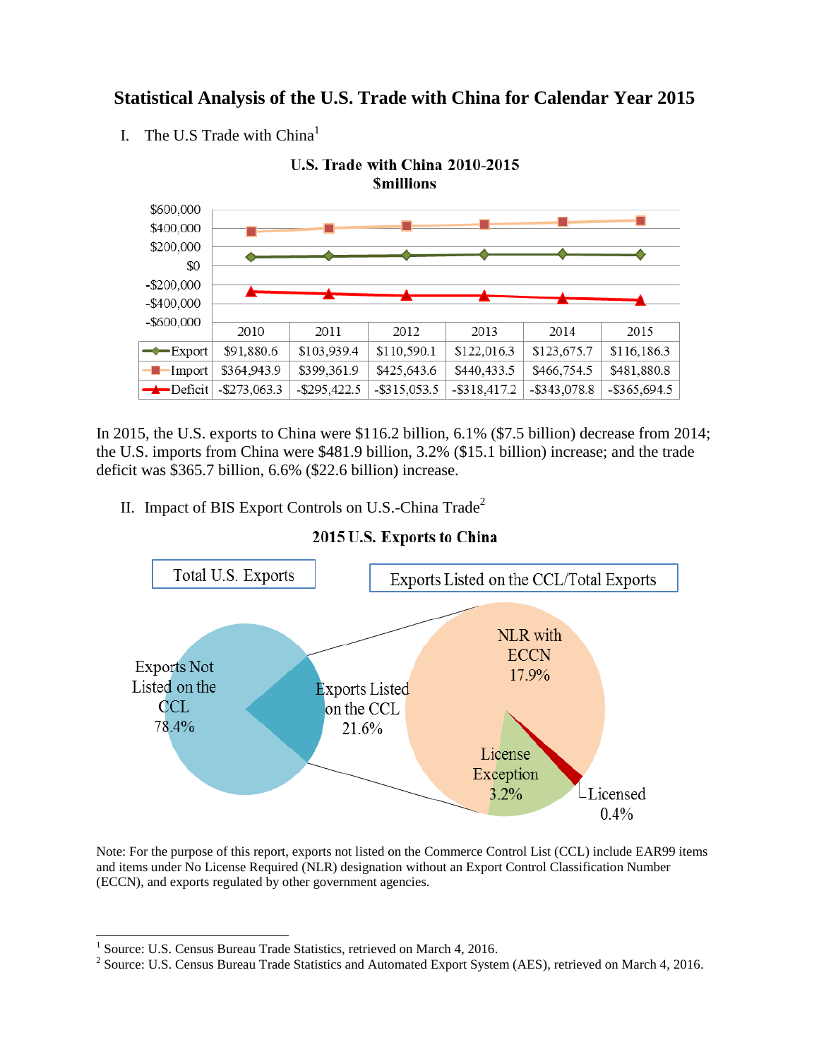# Statistical Analysis of the U.S. Trade with China for Calendar Year 2015

I. The U.S Trade with China[1]

**U.S. Trade with China 2010-2015**
**$millions**

| | 2010 | 2011 | 2012 | 2013 | 2014 | 2015 |
|---|---|---|---|---|---|---|
| Export | $91,880.6 | $103,939.4 | $110,590.1 | $122,016.3 | $123,675.7 | $116,186.3 |
| Import | $364,943.9 | $399,361.9 | $425,643.6 | $440,433.5 | $466,754.5 | $481,880.8 |
| Deficit | -$273,063.3 | -$295,422.5 | -$315,053.5 | -$318,417.2 | -$343,078.8 | -$365,694.5 |

In 2015, the U.S. exports to China were $116.2 billion, 6.1% ($7.5 billion) decrease from 2014; the U.S. imports from China were $481.9 billion, 3.2% ($15.1 billion) increase; and the trade deficit was $365.7 billion, 6.6% ($22.6 billion) increase.

II. Impact of BIS Export Controls on U.S.-China Trade[2]

**2015 U.S. Exports to China**

Total U.S. Exports:
- Exports Not Listed on the CCL 78.4%
- Exports Listed on the CCL 21.6%

Exports Listed on the CCL/Total Exports:
- NLR with ECCN 17.9%
- License Exception 3.2%
- Licensed 0.4%

Note: For the purpose of this report, exports not listed on the Commerce Control List (CCL) include EAR99 items and items under No License Required (NLR) designation without an Export Control Classification Number (ECCN), and exports regulated by other government agencies.

[1] Source: U.S. Census Bureau Trade Statistics, retrieved on March 4, 2016.

[2] Source: U.S. Census Bureau Trade Statistics and Automated Export System (AES), retrieved on March 4, 2016.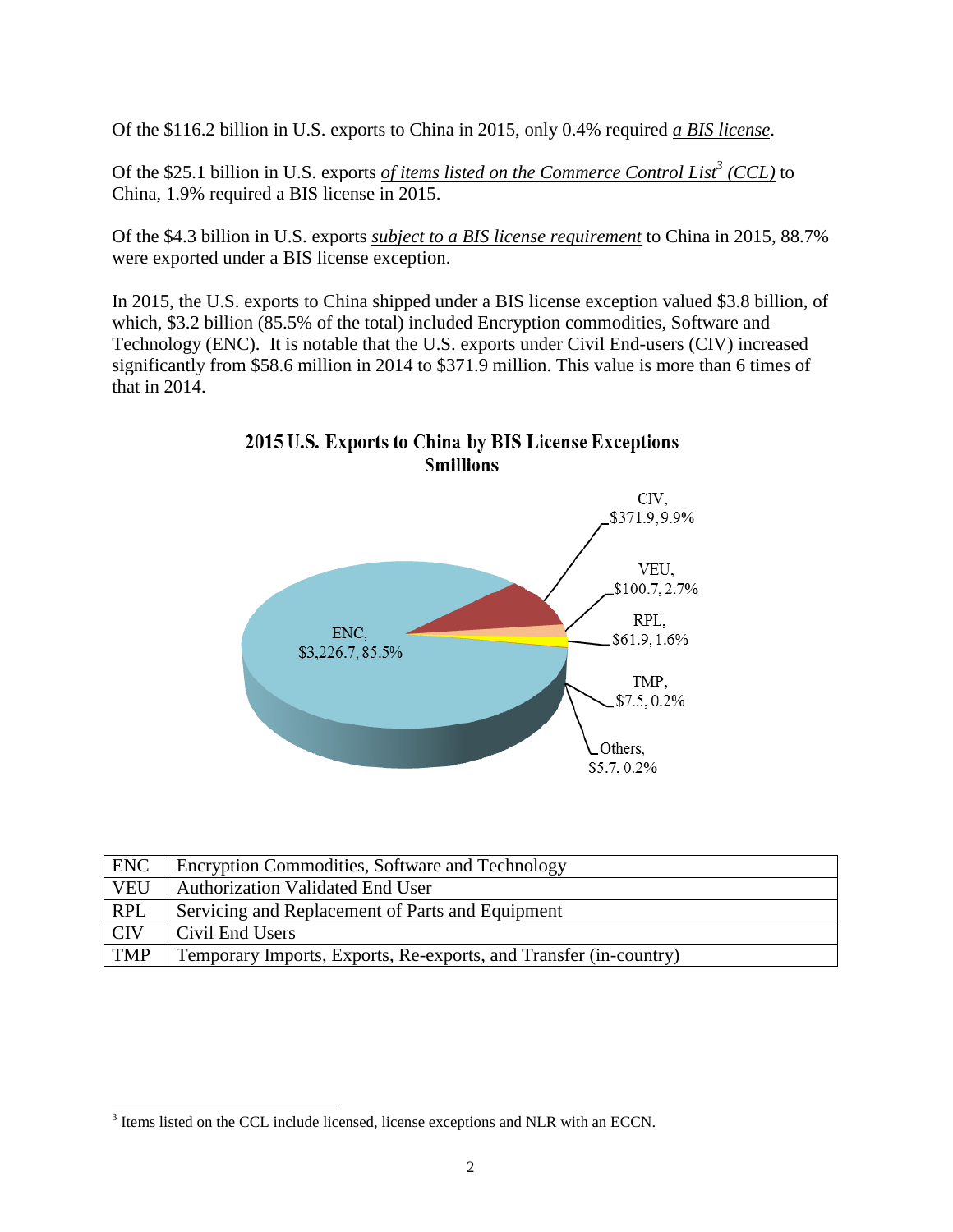Of the $116.2 billion in U.S. exports to China in 2015, only 0.4% required ***a BIS license***.

Of the $25.1 billion in U.S. exports ***of items listed on the Commerce Control List[3] (CCL)*** to China, 1.9% required a BIS license in 2015.

Of the $4.3 billion in U.S. exports ***subject to a BIS license requirement*** to China in 2015, 88.7% were exported under a BIS license exception.

In 2015, the U.S. exports to China shipped under a BIS license exception valued $3.8 billion, of which, $3.2 billion (85.5% of the total) included Encryption commodities, Software and Technology (ENC). It is notable that the U.S. exports under Civil End-users (CIV) increased significantly from $58.6 million in 2014 to $371.9 million. This value is more than 6 times of that in 2014.

**2015 U.S. Exports to China by BIS License Exceptions**
**$millions**

ENC, $3,226.7, 85.5%
CIV, $371.9, 9.9%
VEU, $100.7, 2.7%
RPL, $61.9, 1.6%
TMP, $7.5, 0.2%
Others, $5.7, 0.2%

| ENC | Encryption Commodities, Software and Technology |
|---|---|
| VEU | Authorization Validated End User |
| RPL | Servicing and Replacement of Parts and Equipment |
| CIV | Civil End Users |
| TMP | Temporary Imports, Exports, Re-exports, and Transfer (in-country) |

[3] Items listed on the CCL include licensed, license exceptions and NLR with an ECCN.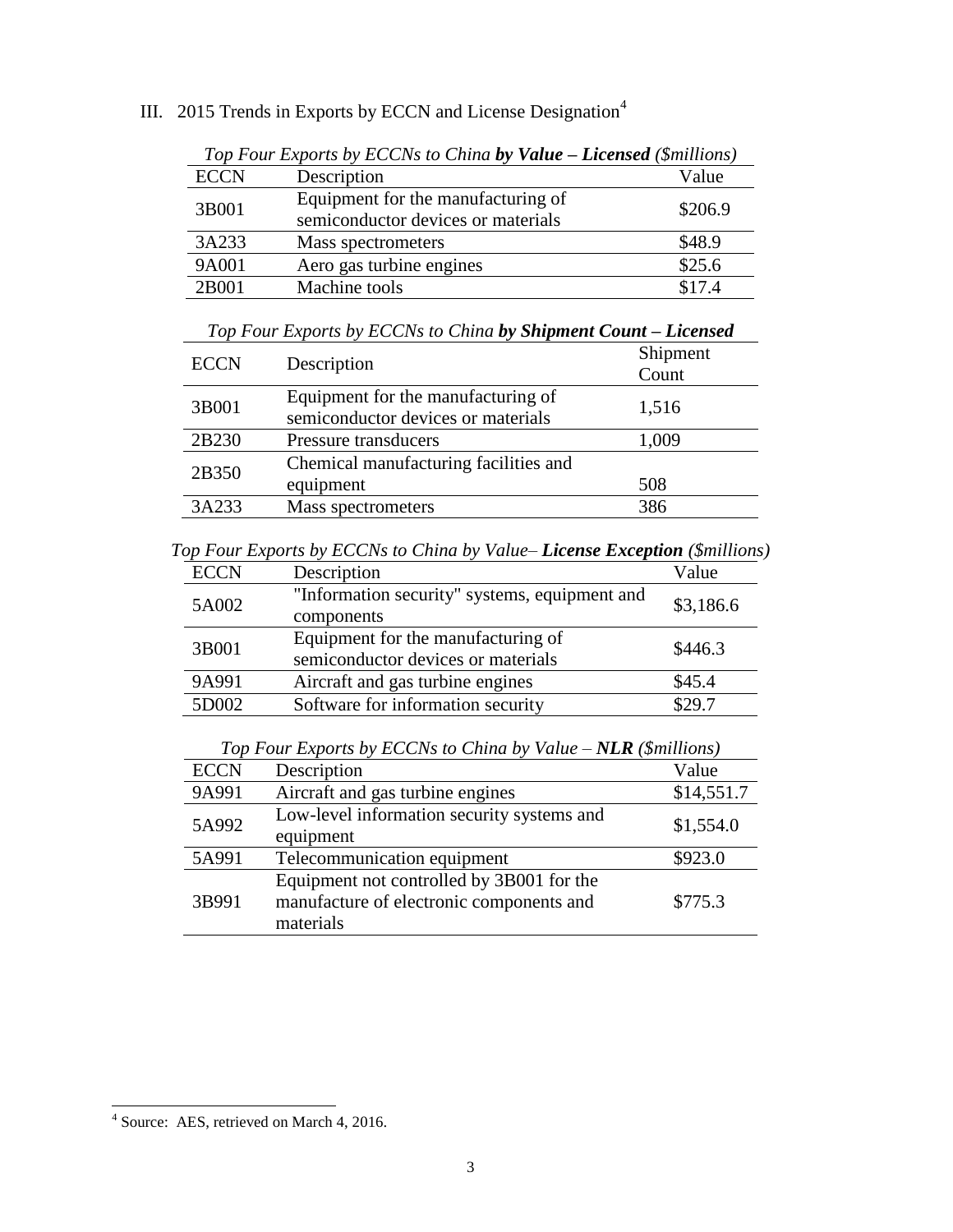## III. 2015 Trends in Exports by ECCN and License Designation[4]

*Top Four Exports by ECCNs to China **by Value – Licensed** ($millions)*

| ECCN | Description | Value |
|---|---|---|
| 3B001 | Equipment for the manufacturing of semiconductor devices or materials | $206.9 |
| 3A233 | Mass spectrometers | $48.9 |
| 9A001 | Aero gas turbine engines | $25.6 |
| 2B001 | Machine tools | $17.4 |

*Top Four Exports by ECCNs to China **by Shipment Count – Licensed***

| ECCN | Description | Shipment Count |
|---|---|---|
| 3B001 | Equipment for the manufacturing of semiconductor devices or materials | 1,516 |
| 2B230 | Pressure transducers | 1,009 |
| 2B350 | Chemical manufacturing facilities and equipment | 508 |
| 3A233 | Mass spectrometers | 386 |

*Top Four Exports by ECCNs to China by Value– **License Exception** ($millions)*

| ECCN | Description | Value |
|---|---|---|
| 5A002 | "Information security" systems, equipment and components | $3,186.6 |
| 3B001 | Equipment for the manufacturing of semiconductor devices or materials | $446.3 |
| 9A991 | Aircraft and gas turbine engines | $45.4 |
| 5D002 | Software for information security | $29.7 |

*Top Four Exports by ECCNs to China by Value – **NLR** ($millions)*

| ECCN | Description | Value |
|---|---|---|
| 9A991 | Aircraft and gas turbine engines | $14,551.7 |
| 5A992 | Low-level information security systems and equipment | $1,554.0 |
| 5A991 | Telecommunication equipment | $923.0 |
| 3B991 | Equipment not controlled by 3B001 for the manufacture of electronic components and materials | $775.3 |

[4] Source: AES, retrieved on March 4, 2016.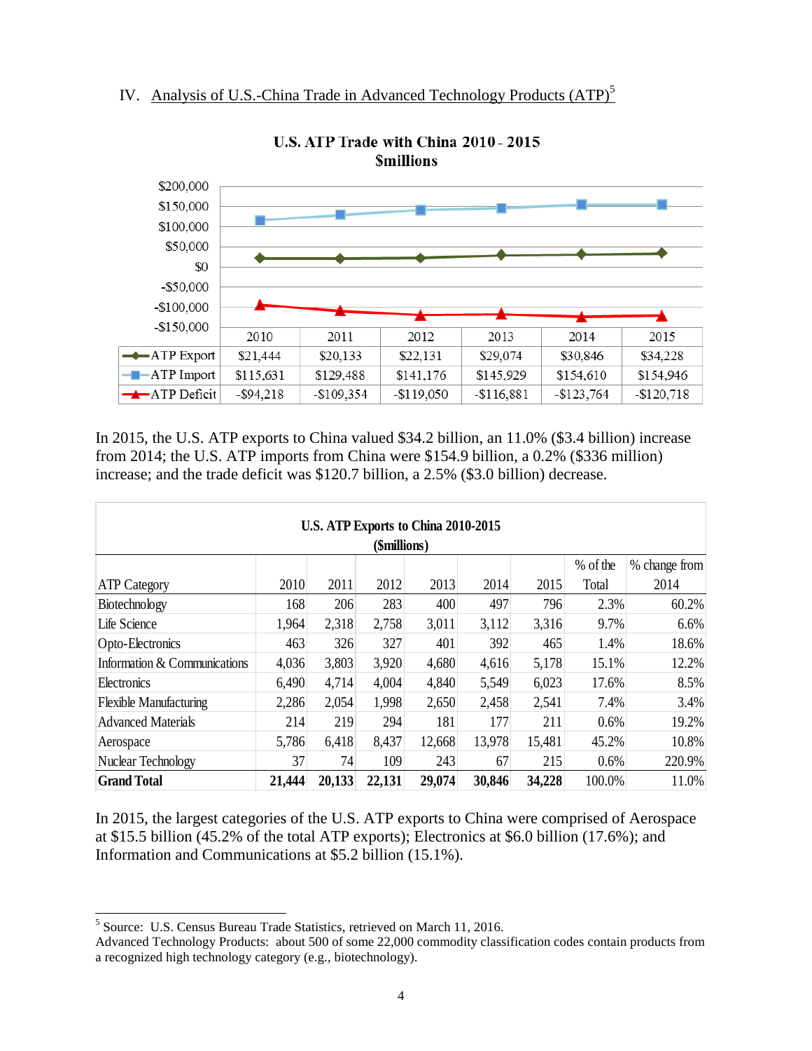## IV. Analysis of U.S.-China Trade in Advanced Technology Products (ATP)[5]

**U.S. ATP Trade with China 2010 - 2015**
**$millions**

| | 2010 | 2011 | 2012 | 2013 | 2014 | 2015 |
|---|---|---|---|---|---|---|
| ATP Export | $21,444 | $20,133 | $22,131 | $29,074 | $30,846 | $34,228 |
| ATP Import | $115,631 | $129,488 | $141,176 | $145,929 | $154,610 | $154,946 |
| ATP Deficit | -$94,218 | -$109,354 | -$119,050 | -$116,881 | -$123,764 | -$120,718 |

In 2015, the U.S. ATP exports to China valued $34.2 billion, an 11.0% ($3.4 billion) increase from 2014; the U.S. ATP imports from China were $154.9 billion, a 0.2% ($336 million) increase; and the trade deficit was $120.7 billion, a 2.5% ($3.0 billion) decrease.

**U.S. ATP Exports to China 2010-2015**
**($millions)**

| ATP Category | 2010 | 2011 | 2012 | 2013 | 2014 | 2015 | % of the Total | % change from 2014 |
|---|---|---|---|---|---|---|---|---|
| Biotechnology | 168 | 206 | 283 | 400 | 497 | 796 | 2.3% | 60.2% |
| Life Science | 1,964 | 2,318 | 2,758 | 3,011 | 3,112 | 3,316 | 9.7% | 6.6% |
| Opto-Electronics | 463 | 326 | 327 | 401 | 392 | 465 | 1.4% | 18.6% |
| Information & Communications | 4,036 | 3,803 | 3,920 | 4,680 | 4,616 | 5,178 | 15.1% | 12.2% |
| Electronics | 6,490 | 4,714 | 4,004 | 4,840 | 5,549 | 6,023 | 17.6% | 8.5% |
| Flexible Manufacturing | 2,286 | 2,054 | 1,998 | 2,650 | 2,458 | 2,541 | 7.4% | 3.4% |
| Advanced Materials | 214 | 219 | 294 | 181 | 177 | 211 | 0.6% | 19.2% |
| Aerospace | 5,786 | 6,418 | 8,437 | 12,668 | 13,978 | 15,481 | 45.2% | 10.8% |
| Nuclear Technology | 37 | 74 | 109 | 243 | 67 | 215 | 0.6% | 220.9% |
| **Grand Total** | **21,444** | **20,133** | **22,131** | **29,074** | **30,846** | **34,228** | 100.0% | 11.0% |

In 2015, the largest categories of the U.S. ATP exports to China were comprised of Aerospace at $15.5 billion (45.2% of the total ATP exports); Electronics at $6.0 billion (17.6%); and Information and Communications at $5.2 billion (15.1%).

---

[5] Source: U.S. Census Bureau Trade Statistics, retrieved on March 11, 2016.
Advanced Technology Products: about 500 of some 22,000 commodity classification codes contain products from a recognized high technology category (e.g., biotechnology).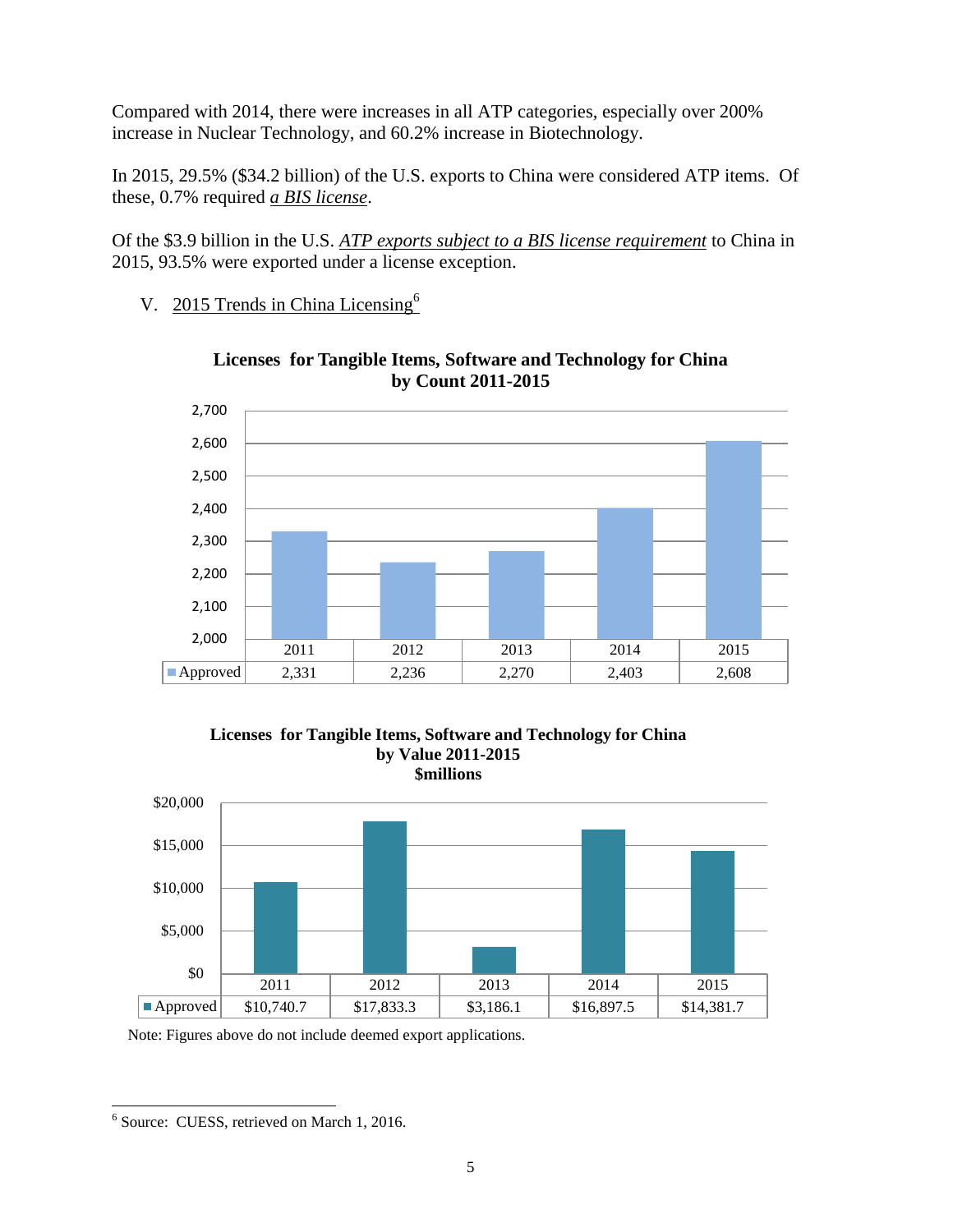Compared with 2014, there were increases in all ATP categories, especially over 200% increase in Nuclear Technology, and 60.2% increase in Biotechnology.

In 2015, 29.5% ($34.2 billion) of the U.S. exports to China were considered ATP items. Of these, 0.7% required *a BIS license*.

Of the $3.9 billion in the U.S. *ATP exports subject to a BIS license requirement* to China in 2015, 93.5% were exported under a license exception.

V. 2015 Trends in China Licensing[6]

**Licenses for Tangible Items, Software and Technology for China by Count 2011-2015**

| | 2011 | 2012 | 2013 | 2014 | 2015 |
|---|---|---|---|---|---|
| Approved | 2,331 | 2,236 | 2,270 | 2,403 | 2,608 |

**Licenses for Tangible Items, Software and Technology for China by Value 2011-2015 $millions**

| | 2011 | 2012 | 2013 | 2014 | 2015 |
|---|---|---|---|---|---|
| Approved | $10,740.7 | $17,833.3 | $3,186.1 | $16,897.5 | $14,381.7 |

Note: Figures above do not include deemed export applications.

[6] Source: CUESS, retrieved on March 1, 2016.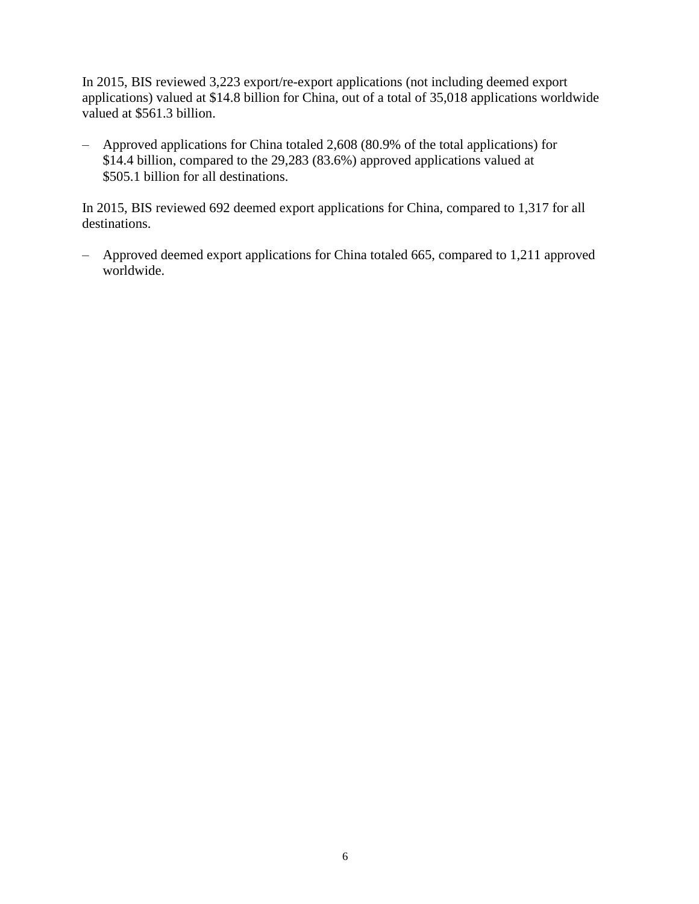In 2015, BIS reviewed 3,223 export/re-export applications (not including deemed export applications) valued at $14.8 billion for China, out of a total of 35,018 applications worldwide valued at $561.3 billion.

– Approved applications for China totaled 2,608 (80.9% of the total applications) for $14.4 billion, compared to the 29,283 (83.6%) approved applications valued at $505.1 billion for all destinations.

In 2015, BIS reviewed 692 deemed export applications for China, compared to 1,317 for all destinations.

– Approved deemed export applications for China totaled 665, compared to 1,211 approved worldwide.